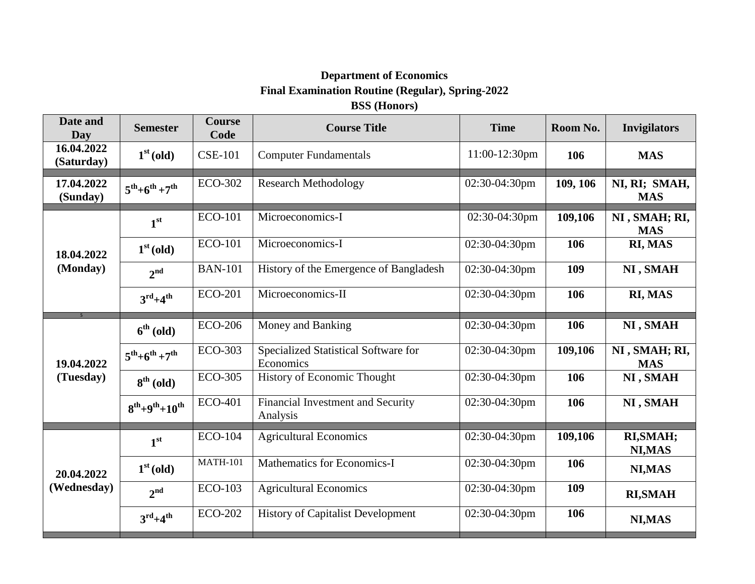**Department of Economics**
**Final Examination Routine (Regular), Spring-2022**
**BSS (Honors)**

| Date and Day | Semester | Course Code | Course Title | Time | Room No. | Invigilators |
|---|---|---|---|---|---|---|
| **16.04.2022 (Saturday)** | **1st (old)** | CSE-101 | Computer Fundamentals | 11:00-12:30pm | **106** | **MAS** |
| **17.04.2022 (Sunday)** | **5th+6th +7th** | ECO-302 | Research Methodology | 02:30-04:30pm | **109, 106** | **NI, RI; SMAH, MAS** |
| **18.04.2022 (Monday)** | **1st** | ECO-101 | Microeconomics-I | 02:30-04:30pm | **109,106** | **NI , SMAH; RI, MAS** |
| | **1st (old)** | ECO-101 | Microeconomics-I | 02:30-04:30pm | **106** | **RI, MAS** |
| | **2nd** | BAN-101 | History of the Emergence of Bangladesh | 02:30-04:30pm | **109** | **NI , SMAH** |
| | **3rd+4th** | ECO-201 | Microeconomics-II | 02:30-04:30pm | **106** | **RI, MAS** |
| **19.04.2022 (Tuesday)** | **6th (old)** | ECO-206 | Money and Banking | 02:30-04:30pm | **106** | **NI , SMAH** |
| | **5th+6th +7th** | ECO-303 | Specialized Statistical Software for Economics | 02:30-04:30pm | **109,106** | **NI , SMAH; RI, MAS** |
| | **8th (old)** | ECO-305 | History of Economic Thought | 02:30-04:30pm | **106** | **NI , SMAH** |
| | **8th+9th+10th** | ECO-401 | Financial Investment and Security Analysis | 02:30-04:30pm | **106** | **NI , SMAH** |
| **20.04.2022 (Wednesday)** | **1st** | ECO-104 | Agricultural Economics | 02:30-04:30pm | **109,106** | **RI,SMAH; NI,MAS** |
| | **1st (old)** | MATH-101 | Mathematics for Economics-I | 02:30-04:30pm | **106** | **NI,MAS** |
| | **2nd** | ECO-103 | Agricultural Economics | 02:30-04:30pm | **109** | **RI,SMAH** |
| | **3rd+4th** | ECO-202 | History of Capitalist Development | 02:30-04:30pm | **106** | **NI,MAS** |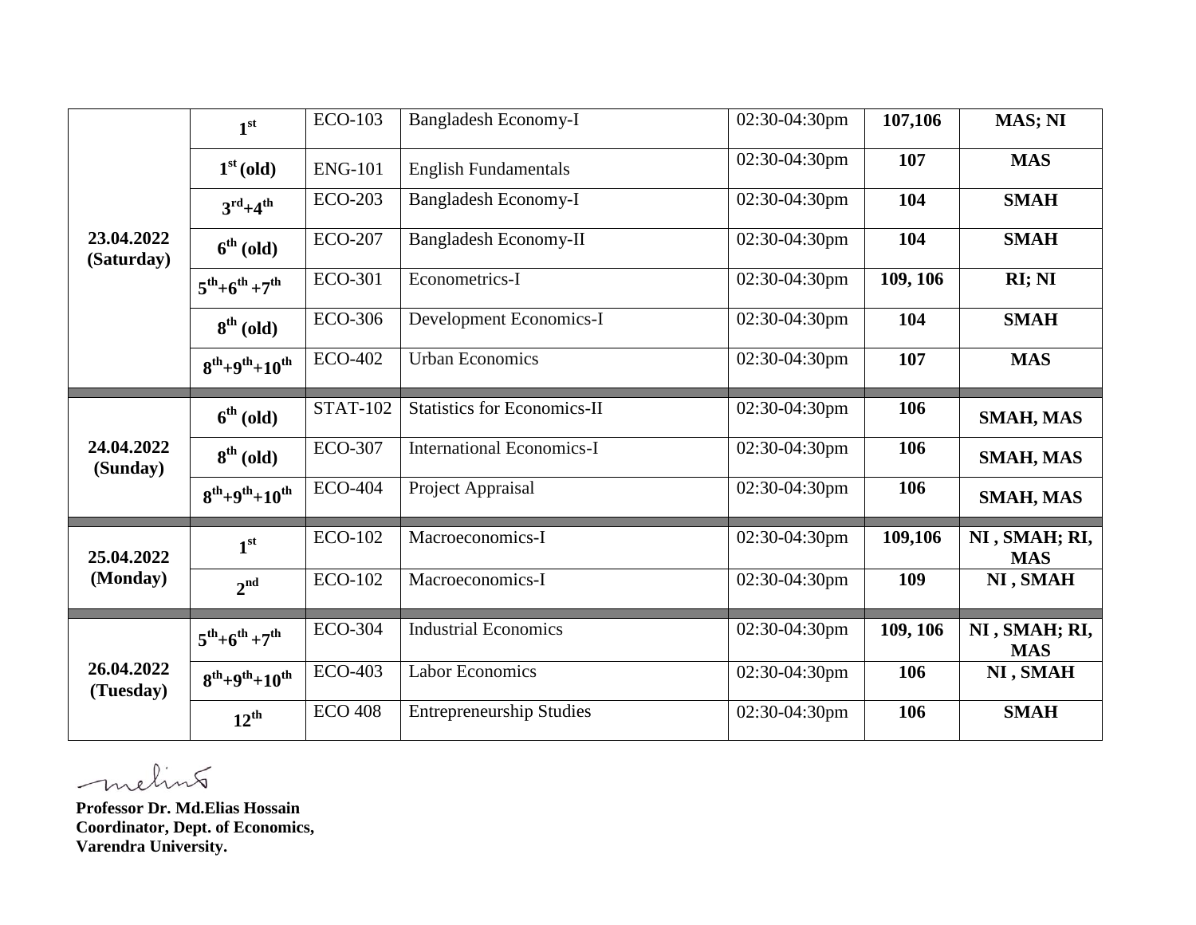| Date | Semester | Course Code | Course Title | Time | Room | Invigilator |
|---|---|---|---|---|---|---|
| **23.04.2022 (Saturday)** | **1st** | ECO-103 | Bangladesh Economy-I | 02:30-04:30pm | **107,106** | **MAS; NI** |
| | **1st (old)** | ENG-101 | English Fundamentals | 02:30-04:30pm | **107** | **MAS** |
| | **3rd+4th** | ECO-203 | Bangladesh Economy-I | 02:30-04:30pm | **104** | **SMAH** |
| | **6th (old)** | ECO-207 | Bangladesh Economy-II | 02:30-04:30pm | **104** | **SMAH** |
| | **5th+6th +7th** | ECO-301 | Econometrics-I | 02:30-04:30pm | **109, 106** | **RI; NI** |
| | **8th (old)** | ECO-306 | Development Economics-I | 02:30-04:30pm | **104** | **SMAH** |
| | **8th+9th+10th** | ECO-402 | Urban Economics | 02:30-04:30pm | **107** | **MAS** |
| **24.04.2022 (Sunday)** | **6th (old)** | STAT-102 | Statistics for Economics-II | 02:30-04:30pm | **106** | **SMAH, MAS** |
| | **8th (old)** | ECO-307 | International Economics-I | 02:30-04:30pm | **106** | **SMAH, MAS** |
| | **8th+9th+10th** | ECO-404 | Project Appraisal | 02:30-04:30pm | **106** | **SMAH, MAS** |
| **25.04.2022 (Monday)** | **1st** | ECO-102 | Macroeconomics-I | 02:30-04:30pm | **109,106** | **NI , SMAH; RI, MAS** |
| | **2nd** | ECO-102 | Macroeconomics-I | 02:30-04:30pm | **109** | **NI , SMAH** |
| **26.04.2022 (Tuesday)** | **5th+6th +7th** | ECO-304 | Industrial Economics | 02:30-04:30pm | **109, 106** | **NI , SMAH; RI, MAS** |
| | **8th+9th+10th** | ECO-403 | Labor Economics | 02:30-04:30pm | **106** | **NI , SMAH** |
| | **12th** | ECO 408 | Entrepreneurship Studies | 02:30-04:30pm | **106** | **SMAH** |

**Professor Dr. Md.Elias Hossain**
**Coordinator, Dept. of Economics,**
**Varendra University.**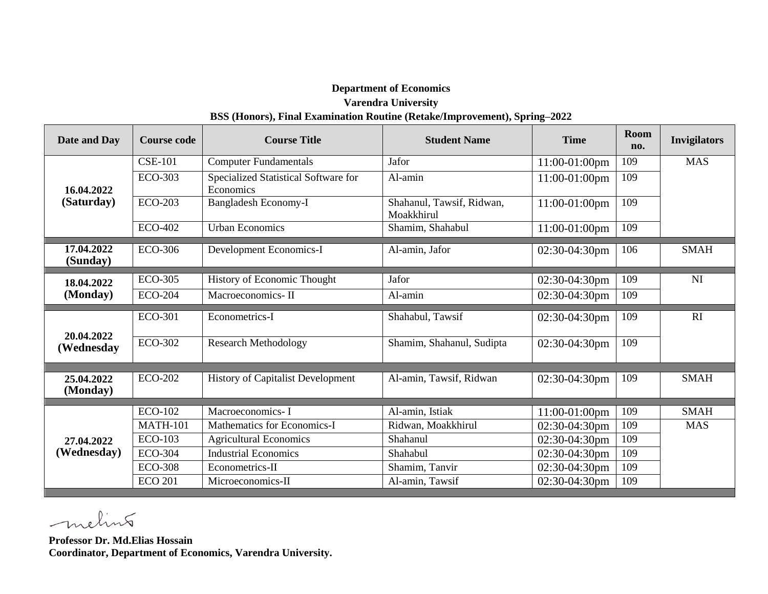**Department of Economics**

**Varendra University**

**BSS (Honors), Final Examination Routine (Retake/Improvement), Spring–2022**

| Date and Day | Course code | Course Title | Student Name | Time | Room no. | Invigilators |
|---|---|---|---|---|---|---|
| **16.04.2022 (Saturday)** | CSE-101 | Computer Fundamentals | Jafor | 11:00-01:00pm | 109 | MAS |
| | ECO-303 | Specialized Statistical Software for Economics | Al-amin | 11:00-01:00pm | 109 | |
| | ECO-203 | Bangladesh Economy-I | Shahanul, Tawsif, Ridwan, Moakkhirul | 11:00-01:00pm | 109 | |
| | ECO-402 | Urban Economics | Shamim, Shahabul | 11:00-01:00pm | 109 | |
| **17.04.2022 (Sunday)** | ECO-306 | Development Economics-I | Al-amin, Jafor | 02:30-04:30pm | 106 | SMAH |
| **18.04.2022 (Monday)** | ECO-305 | History of Economic Thought | Jafor | 02:30-04:30pm | 109 | NI |
| | ECO-204 | Macroeconomics- II | Al-amin | 02:30-04:30pm | 109 | |
| **20.04.2022 (Wednesday** | ECO-301 | Econometrics-I | Shahabul, Tawsif | 02:30-04:30pm | 109 | RI |
| | ECO-302 | Research Methodology | Shamim, Shahanul, Sudipta | 02:30-04:30pm | 109 | |
| **25.04.2022 (Monday)** | ECO-202 | History of Capitalist Development | Al-amin, Tawsif, Ridwan | 02:30-04:30pm | 109 | SMAH |
| **27.04.2022 (Wednesday)** | ECO-102 | Macroeconomics- I | Al-amin, Istiak | 11:00-01:00pm | 109 | SMAH |
| | MATH-101 | Mathematics for Economics-I | Ridwan, Moakkhirul | 02:30-04:30pm | 109 | MAS |
| | ECO-103 | Agricultural Economics | Shahanul | 02:30-04:30pm | 109 | |
| | ECO-304 | Industrial Economics | Shahabul | 02:30-04:30pm | 109 | |
| | ECO-308 | Econometrics-II | Shamim, Tanvir | 02:30-04:30pm | 109 | |
| | ECO 201 | Microeconomics-II | Al-amin, Tawsif | 02:30-04:30pm | 109 | |

**Professor Dr. Md.Elias Hossain**
**Coordinator, Department of Economics, Varendra University.**